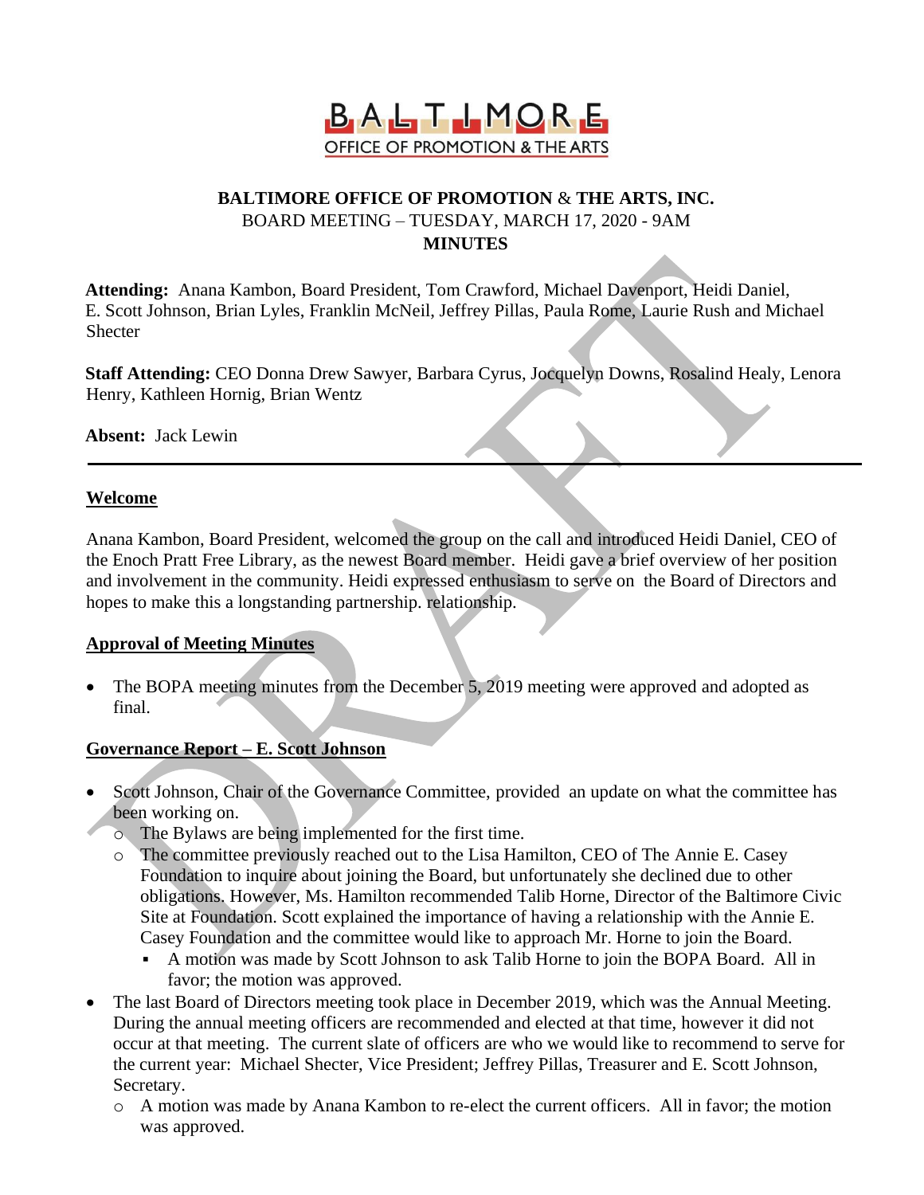BALTIMORE

OFFICE OF PROMOTION & THE ARTS

# BALTIMORE OFFICE OF PROMOTION & THE ARTS, INC.

BOARD MEETING – TUESDAY, MARCH 17, 2020 - 9AM

**MINUTES**

**Attending:** Anana Kambon, Board President, Tom Crawford, Michael Davenport, Heidi Daniel, E. Scott Johnson, Brian Lyles, Franklin McNeil, Jeffrey Pillas, Paula Rome, Laurie Rush and Michael Shecter

**Staff Attending:** CEO Donna Drew Sawyer, Barbara Cyrus, Jocquelyn Downs, Rosalind Healy, Lenora Henry, Kathleen Hornig, Brian Wentz

**Absent:** Jack Lewin

---

## Welcome

Anana Kambon, Board President, welcomed the group on the call and introduced Heidi Daniel, CEO of the Enoch Pratt Free Library, as the newest Board member. Heidi gave a brief overview of her position and involvement in the community. Heidi expressed enthusiasm to serve on the Board of Directors and hopes to make this a longstanding partnership. relationship.

## Approval of Meeting Minutes

- The BOPA meeting minutes from the December 5, 2019 meeting were approved and adopted as final.

## Governance Report – E. Scott Johnson

- Scott Johnson, Chair of the Governance Committee, provided an update on what the committee has been working on.
  - The Bylaws are being implemented for the first time.
  - The committee previously reached out to the Lisa Hamilton, CEO of The Annie E. Casey Foundation to inquire about joining the Board, but unfortunately she declined due to other obligations. However, Ms. Hamilton recommended Talib Horne, Director of the Baltimore Civic Site at Foundation. Scott explained the importance of having a relationship with the Annie E. Casey Foundation and the committee would like to approach Mr. Horne to join the Board.
    - A motion was made by Scott Johnson to ask Talib Horne to join the BOPA Board. All in favor; the motion was approved.
- The last Board of Directors meeting took place in December 2019, which was the Annual Meeting. During the annual meeting officers are recommended and elected at that time, however it did not occur at that meeting. The current slate of officers are who we would like to recommend to serve for the current year: Michael Shecter, Vice President; Jeffrey Pillas, Treasurer and E. Scott Johnson, Secretary.
  - A motion was made by Anana Kambon to re-elect the current officers. All in favor; the motion was approved.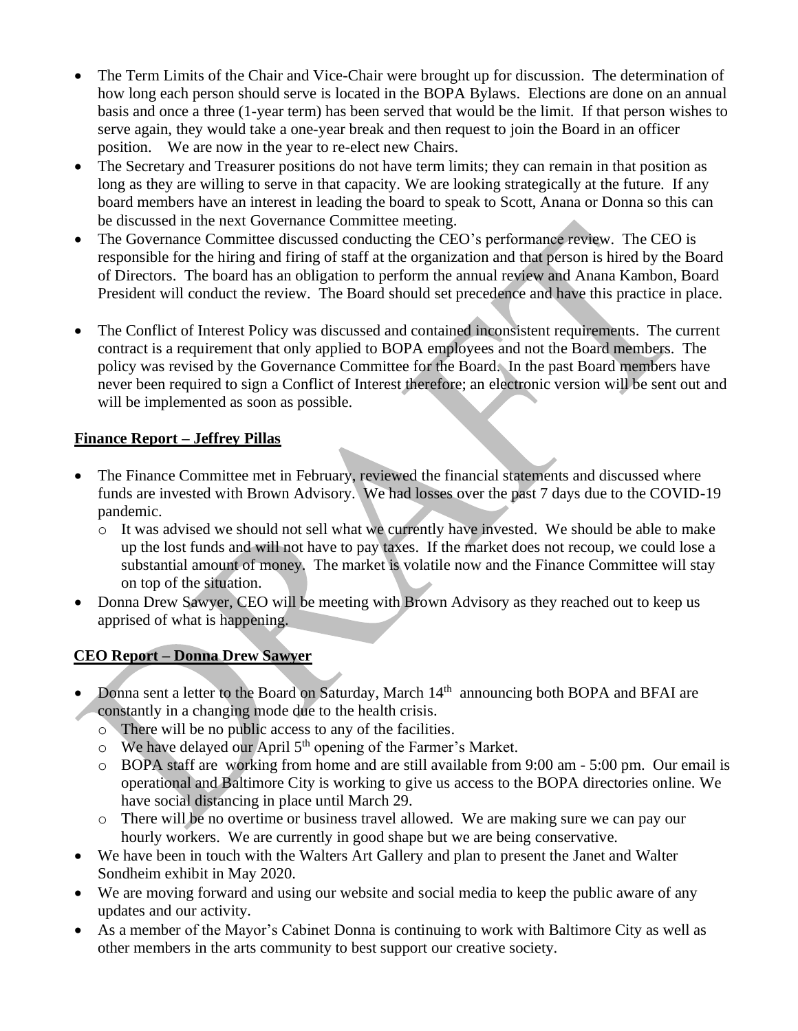- The Term Limits of the Chair and Vice-Chair were brought up for discussion. The determination of how long each person should serve is located in the BOPA Bylaws. Elections are done on an annual basis and once a three (1-year term) has been served that would be the limit. If that person wishes to serve again, they would take a one-year break and then request to join the Board in an officer position. We are now in the year to re-elect new Chairs.
- The Secretary and Treasurer positions do not have term limits; they can remain in that position as long as they are willing to serve in that capacity. We are looking strategically at the future. If any board members have an interest in leading the board to speak to Scott, Anana or Donna so this can be discussed in the next Governance Committee meeting.
- The Governance Committee discussed conducting the CEO's performance review. The CEO is responsible for the hiring and firing of staff at the organization and that person is hired by the Board of Directors. The board has an obligation to perform the annual review and Anana Kambon, Board President will conduct the review. The Board should set precedence and have this practice in place.
- The Conflict of Interest Policy was discussed and contained inconsistent requirements. The current contract is a requirement that only applied to BOPA employees and not the Board members. The policy was revised by the Governance Committee for the Board. In the past Board members have never been required to sign a Conflict of Interest therefore; an electronic version will be sent out and will be implemented as soon as possible.

**Finance Report – Jeffrey Pillas**

- The Finance Committee met in February, reviewed the financial statements and discussed where funds are invested with Brown Advisory. We had losses over the past 7 days due to the COVID-19 pandemic.
  - It was advised we should not sell what we currently have invested. We should be able to make up the lost funds and will not have to pay taxes. If the market does not recoup, we could lose a substantial amount of money. The market is volatile now and the Finance Committee will stay on top of the situation.
- Donna Drew Sawyer, CEO will be meeting with Brown Advisory as they reached out to keep us apprised of what is happening.

**CEO Report – Donna Drew Sawyer**

- Donna sent a letter to the Board on Saturday, March 14th announcing both BOPA and BFAI are constantly in a changing mode due to the health crisis.
  - There will be no public access to any of the facilities.
  - We have delayed our April 5th opening of the Farmer's Market.
  - BOPA staff are working from home and are still available from 9:00 am - 5:00 pm. Our email is operational and Baltimore City is working to give us access to the BOPA directories online. We have social distancing in place until March 29.
  - There will be no overtime or business travel allowed. We are making sure we can pay our hourly workers. We are currently in good shape but we are being conservative.
- We have been in touch with the Walters Art Gallery and plan to present the Janet and Walter Sondheim exhibit in May 2020.
- We are moving forward and using our website and social media to keep the public aware of any updates and our activity.
- As a member of the Mayor's Cabinet Donna is continuing to work with Baltimore City as well as other members in the arts community to best support our creative society.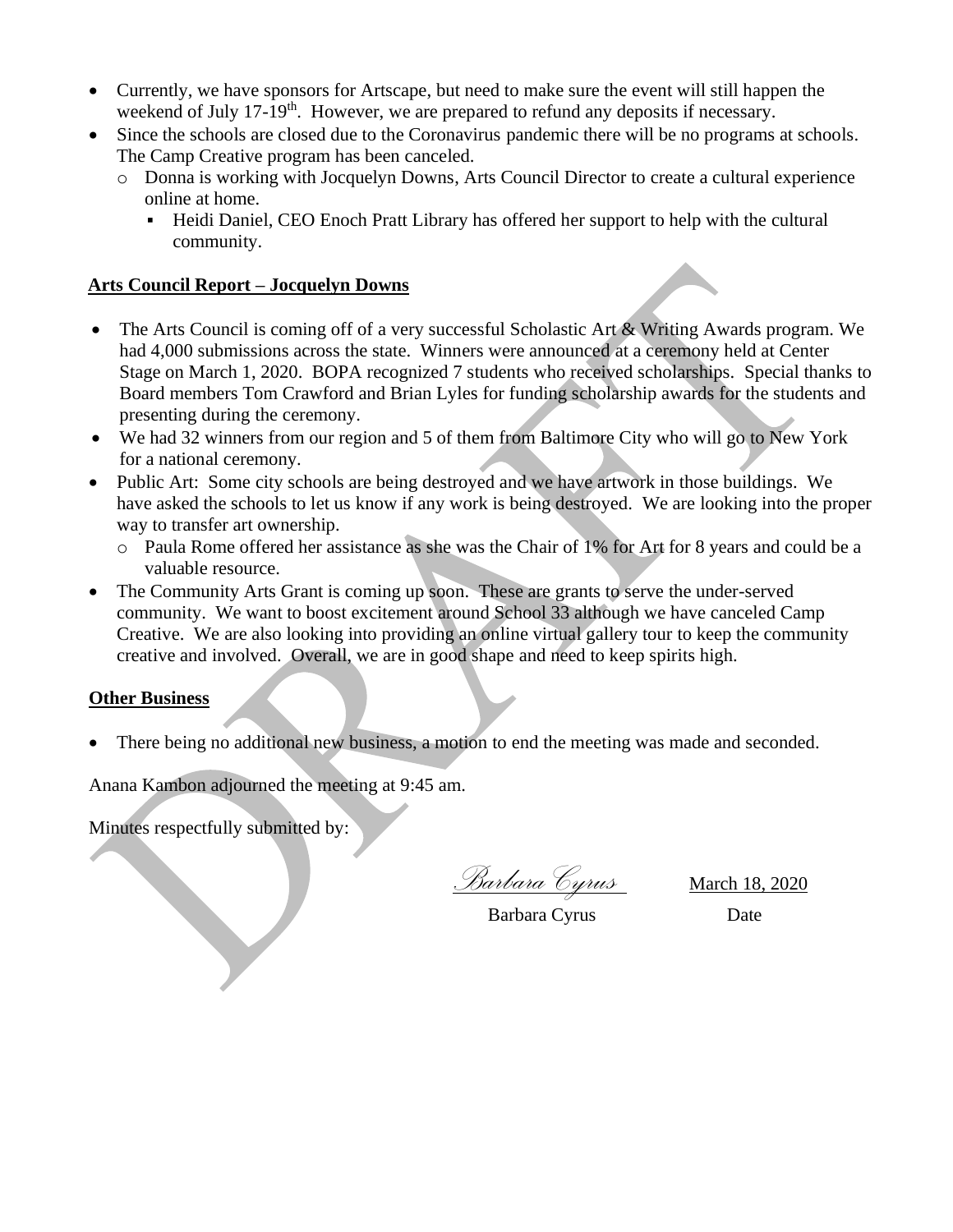- Currently, we have sponsors for Artscape, but need to make sure the event will still happen the weekend of July 17-19th. However, we are prepared to refund any deposits if necessary.
- Since the schools are closed due to the Coronavirus pandemic there will be no programs at schools. The Camp Creative program has been canceled.
  - Donna is working with Jocquelyn Downs, Arts Council Director to create a cultural experience online at home.
    - Heidi Daniel, CEO Enoch Pratt Library has offered her support to help with the cultural community.

**Arts Council Report – Jocquelyn Downs**

- The Arts Council is coming off of a very successful Scholastic Art & Writing Awards program. We had 4,000 submissions across the state. Winners were announced at a ceremony held at Center Stage on March 1, 2020. BOPA recognized 7 students who received scholarships. Special thanks to Board members Tom Crawford and Brian Lyles for funding scholarship awards for the students and presenting during the ceremony.
- We had 32 winners from our region and 5 of them from Baltimore City who will go to New York for a national ceremony.
- Public Art: Some city schools are being destroyed and we have artwork in those buildings. We have asked the schools to let us know if any work is being destroyed. We are looking into the proper way to transfer art ownership.
  - Paula Rome offered her assistance as she was the Chair of 1% for Art for 8 years and could be a valuable resource.
- The Community Arts Grant is coming up soon. These are grants to serve the under-served community. We want to boost excitement around School 33 although we have canceled Camp Creative. We are also looking into providing an online virtual gallery tour to keep the community creative and involved. Overall, we are in good shape and need to keep spirits high.

**Other Business**

- There being no additional new business, a motion to end the meeting was made and seconded.

Anana Kambon adjourned the meeting at 9:45 am.

Minutes respectfully submitted by:

*Barbara Cyrus* — March 18, 2020

Barbara Cyrus — Date

DRAFT